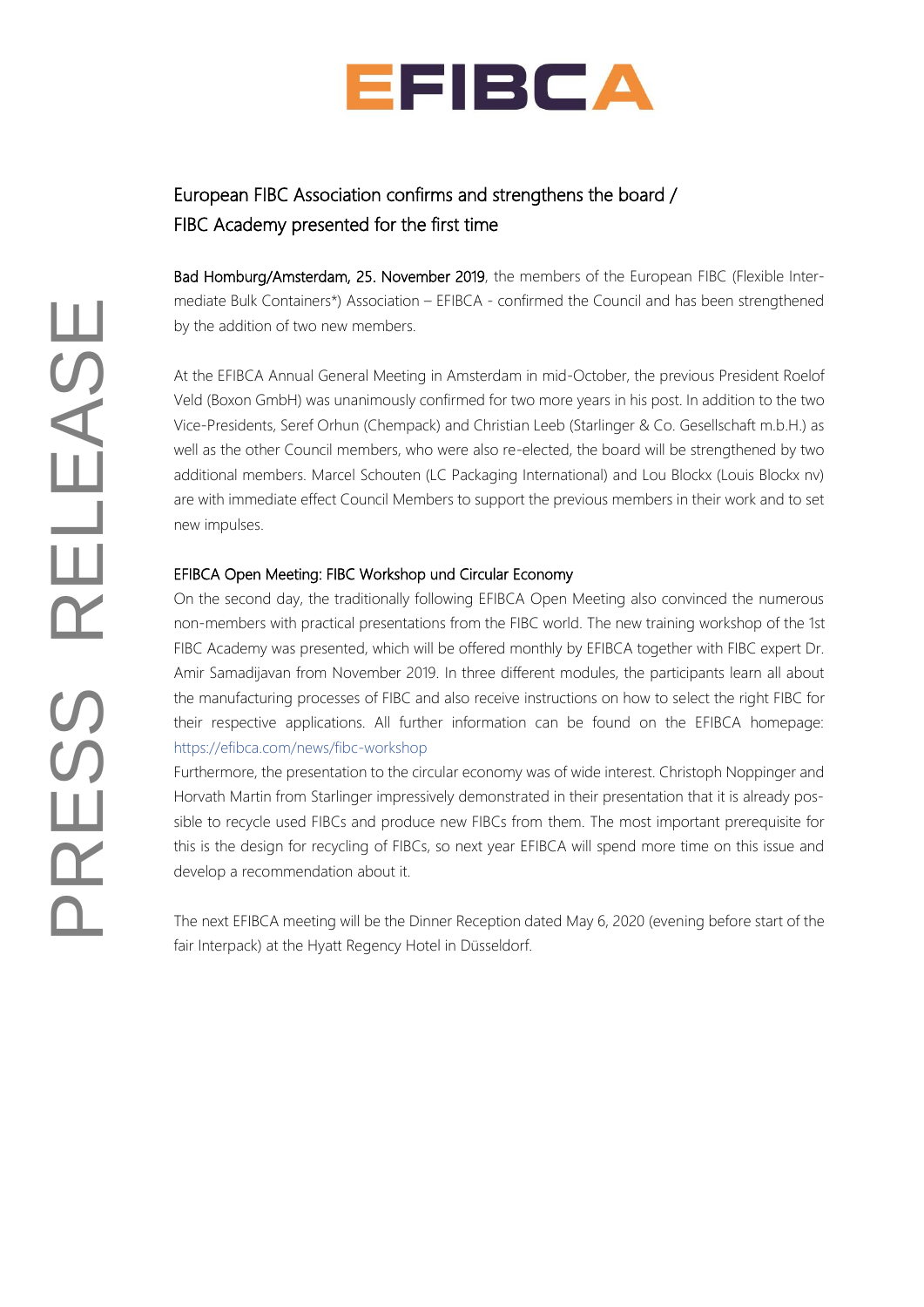EFIBCA

# European FIBC Association confirms and strengthens the board / FIBC Academy presented for the first time

**Bad Homburg/Amsterdam, 25. November 2019**, the members of the European FIBC (Flexible Intermediate Bulk Containers*) Association – EFIBCA - confirmed the Council and has been strengthened by the addition of two new members.

At the EFIBCA Annual General Meeting in Amsterdam in mid-October, the previous President Roelof Veld (Boxon GmbH) was unanimously confirmed for two more years in his post. In addition to the two Vice-Presidents, Seref Orhun (Chempack) and Christian Leeb (Starlinger & Co. Gesellschaft m.b.H.) as well as the other Council members, who were also re-elected, the board will be strengthened by two additional members. Marcel Schouten (LC Packaging International) and Lou Blockx (Louis Blockx nv) are with immediate effect Council Members to support the previous members in their work and to set new impulses.

## EFIBCA Open Meeting: FIBC Workshop und Circular Economy

On the second day, the traditionally following EFIBCA Open Meeting also convinced the numerous non-members with practical presentations from the FIBC world. The new training workshop of the 1st FIBC Academy was presented, which will be offered monthly by EFIBCA together with FIBC expert Dr. Amir Samadijavan from November 2019. In three different modules, the participants learn all about the manufacturing processes of FIBC and also receive instructions on how to select the right FIBC for their respective applications. All further information can be found on the EFIBCA homepage: https://efibca.com/news/fibc-workshop

Furthermore, the presentation to the circular economy was of wide interest. Christoph Noppinger and Horvath Martin from Starlinger impressively demonstrated in their presentation that it is already possible to recycle used FIBCs and produce new FIBCs from them. The most important prerequisite for this is the design for recycling of FIBCs, so next year EFIBCA will spend more time on this issue and develop a recommendation about it.

The next EFIBCA meeting will be the Dinner Reception dated May 6, 2020 (evening before start of the fair Interpack) at the Hyatt Regency Hotel in Düsseldorf.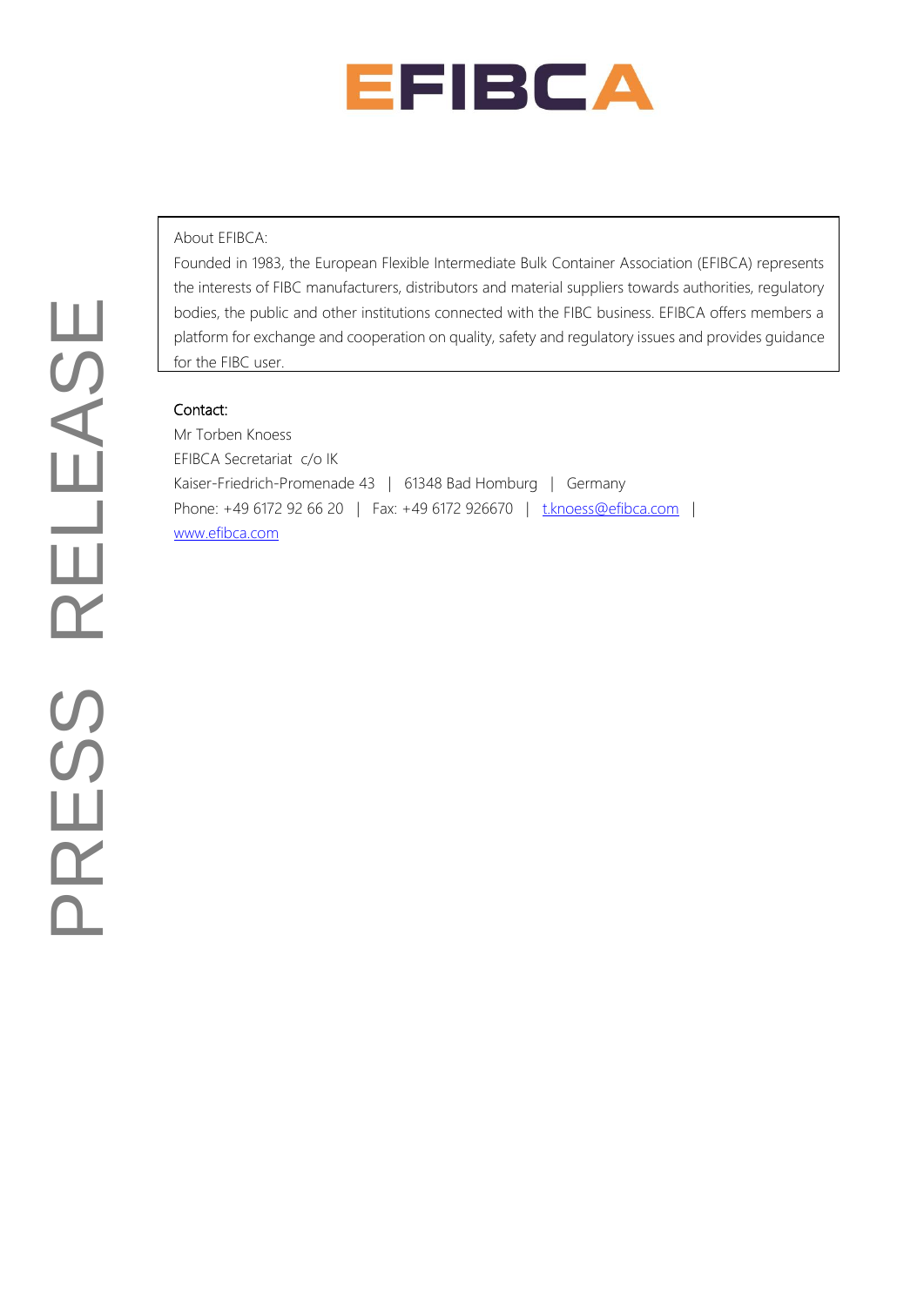About EFIBCA:

Founded in 1983, the European Flexible Intermediate Bulk Container Association (EFIBCA) represents the interests of FIBC manufacturers, distributors and material suppliers towards authorities, regulatory bodies, the public and other institutions connected with the FIBC business. EFIBCA offers members a platform for exchange and cooperation on quality, safety and regulatory issues and provides guidance for the FIBC user.

Contact:

Mr Torben Knoess
EFIBCA Secretariat c/o IK
Kaiser-Friedrich-Promenade 43 | 61348 Bad Homburg | Germany
Phone: +49 6172 92 66 20 | Fax: +49 6172 926670 | t.knoess@efibca.com | www.efibca.com